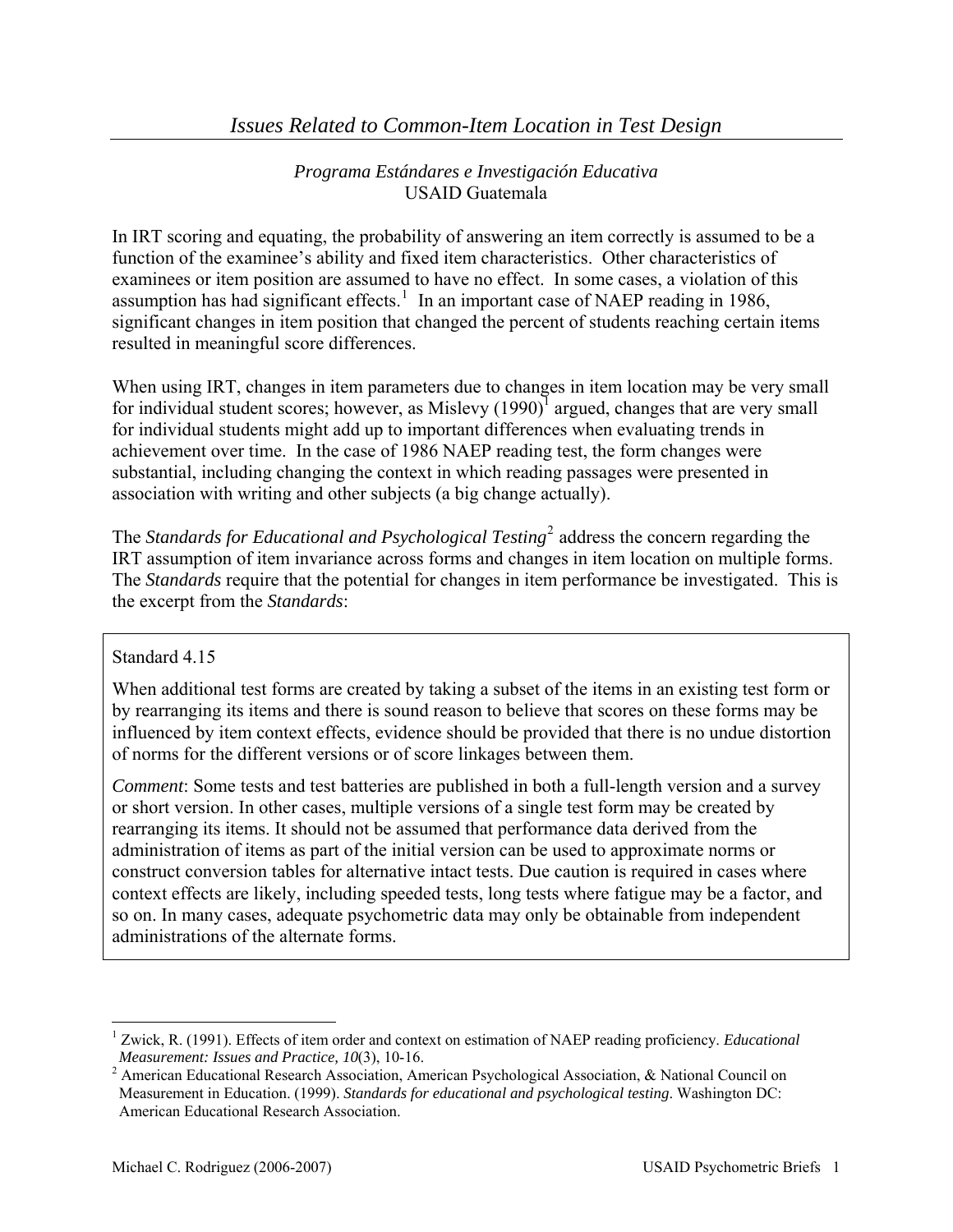# *Issues Related to Common-Item Location in Test Design*

*Programa Estándares e Investigación Educativa*
USAID Guatemala

In IRT scoring and equating, the probability of answering an item correctly is assumed to be a function of the examinee's ability and fixed item characteristics. Other characteristics of examinees or item position are assumed to have no effect. In some cases, a violation of this assumption has had significant effects.[1] In an important case of NAEP reading in 1986, significant changes in item position that changed the percent of students reaching certain items resulted in meaningful score differences.

When using IRT, changes in item parameters due to changes in item location may be very small for individual student scores; however, as Mislevy (1990)[1] argued, changes that are very small for individual students might add up to important differences when evaluating trends in achievement over time. In the case of 1986 NAEP reading test, the form changes were substantial, including changing the context in which reading passages were presented in association with writing and other subjects (a big change actually).

The *Standards for Educational and Psychological Testing*[2] address the concern regarding the IRT assumption of item invariance across forms and changes in item location on multiple forms. The *Standards* require that the potential for changes in item performance be investigated. This is the excerpt from the *Standards*:

> Standard 4.15
>
> When additional test forms are created by taking a subset of the items in an existing test form or by rearranging its items and there is sound reason to believe that scores on these forms may be influenced by item context effects, evidence should be provided that there is no undue distortion of norms for the different versions or of score linkages between them.
>
> *Comment*: Some tests and test batteries are published in both a full-length version and a survey or short version. In other cases, multiple versions of a single test form may be created by rearranging its items. It should not be assumed that performance data derived from the administration of items as part of the initial version can be used to approximate norms or construct conversion tables for alternative intact tests. Due caution is required in cases where context effects are likely, including speeded tests, long tests where fatigue may be a factor, and so on. In many cases, adequate psychometric data may only be obtainable from independent administrations of the alternate forms.

---

[1] Zwick, R. (1991). Effects of item order and context on estimation of NAEP reading proficiency. *Educational Measurement: Issues and Practice, 10*(3), 10-16.

[2] American Educational Research Association, American Psychological Association, & National Council on Measurement in Education. (1999). *Standards for educational and psychological testing*. Washington DC: American Educational Research Association.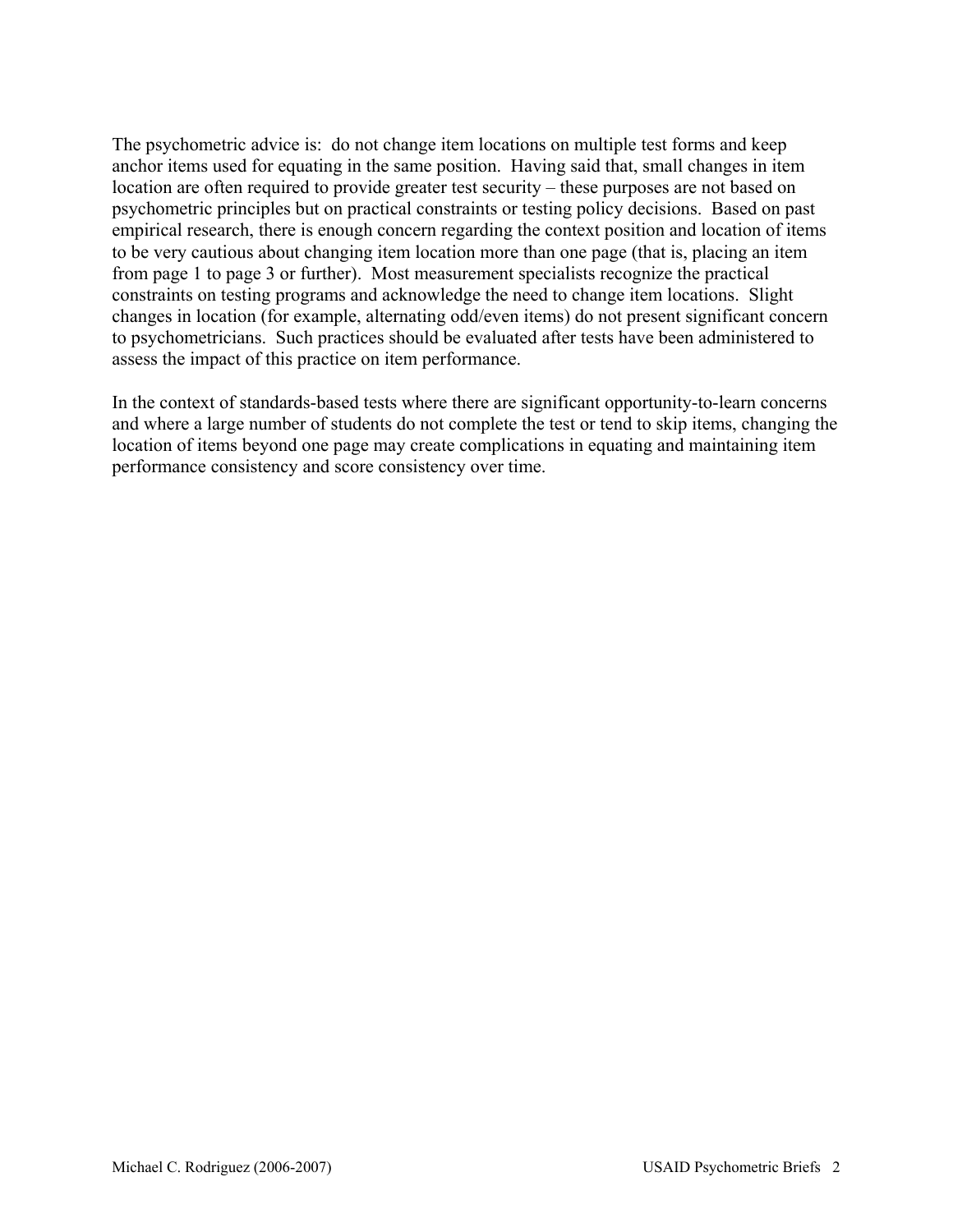The psychometric advice is: do not change item locations on multiple test forms and keep anchor items used for equating in the same position. Having said that, small changes in item location are often required to provide greater test security – these purposes are not based on psychometric principles but on practical constraints or testing policy decisions. Based on past empirical research, there is enough concern regarding the context position and location of items to be very cautious about changing item location more than one page (that is, placing an item from page 1 to page 3 or further). Most measurement specialists recognize the practical constraints on testing programs and acknowledge the need to change item locations. Slight changes in location (for example, alternating odd/even items) do not present significant concern to psychometricians. Such practices should be evaluated after tests have been administered to assess the impact of this practice on item performance.

In the context of standards-based tests where there are significant opportunity-to-learn concerns and where a large number of students do not complete the test or tend to skip items, changing the location of items beyond one page may create complications in equating and maintaining item performance consistency and score consistency over time.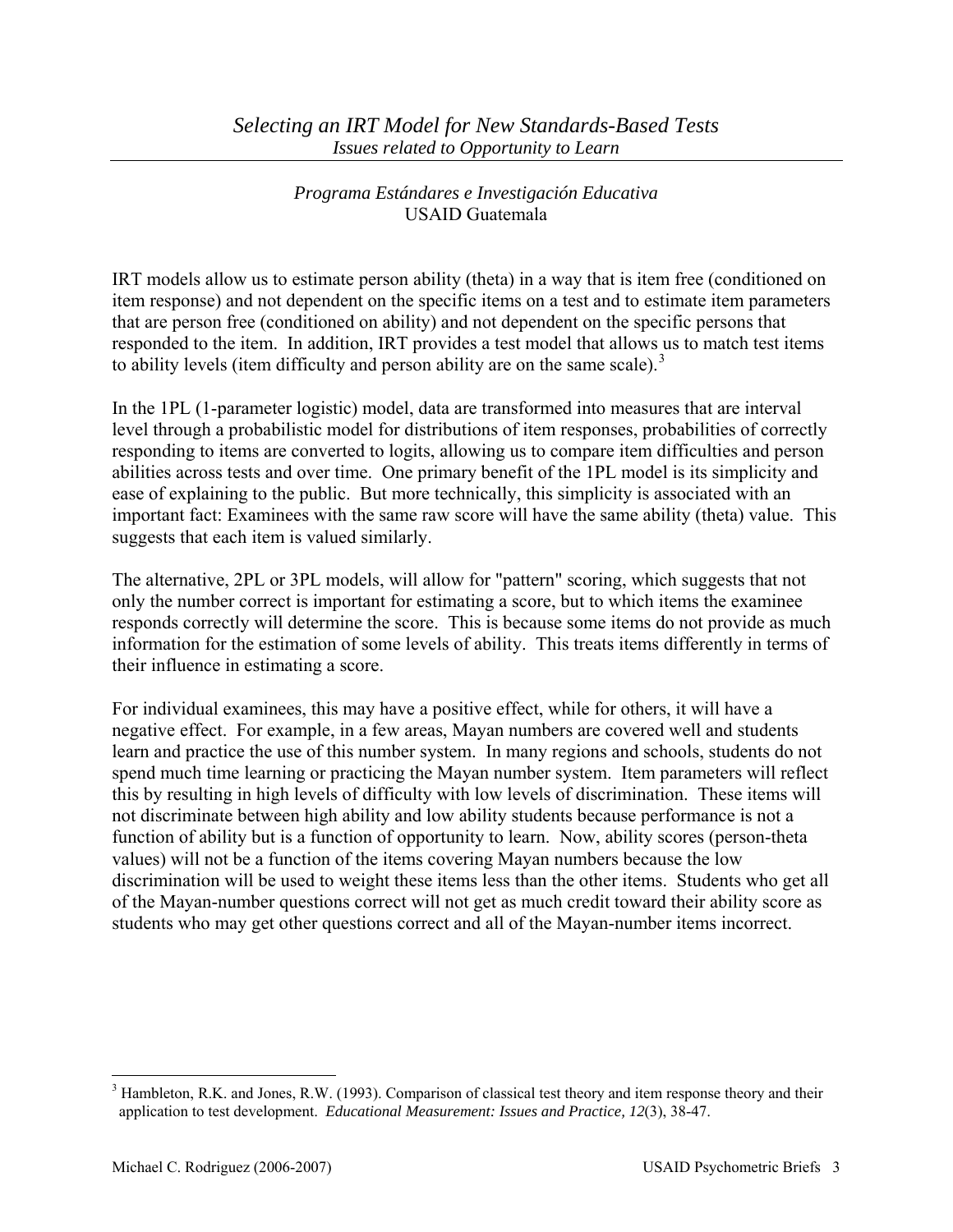## *Selecting an IRT Model for New Standards-Based Tests*

*Issues related to Opportunity to Learn*

*Programa Estándares e Investigación Educativa*
USAID Guatemala

IRT models allow us to estimate person ability (theta) in a way that is item free (conditioned on item response) and not dependent on the specific items on a test and to estimate item parameters that are person free (conditioned on ability) and not dependent on the specific persons that responded to the item. In addition, IRT provides a test model that allows us to match test items to ability levels (item difficulty and person ability are on the same scale).[3]

In the 1PL (1-parameter logistic) model, data are transformed into measures that are interval level through a probabilistic model for distributions of item responses, probabilities of correctly responding to items are converted to logits, allowing us to compare item difficulties and person abilities across tests and over time. One primary benefit of the 1PL model is its simplicity and ease of explaining to the public. But more technically, this simplicity is associated with an important fact: Examinees with the same raw score will have the same ability (theta) value. This suggests that each item is valued similarly.

The alternative, 2PL or 3PL models, will allow for "pattern" scoring, which suggests that not only the number correct is important for estimating a score, but to which items the examinee responds correctly will determine the score. This is because some items do not provide as much information for the estimation of some levels of ability. This treats items differently in terms of their influence in estimating a score.

For individual examinees, this may have a positive effect, while for others, it will have a negative effect. For example, in a few areas, Mayan numbers are covered well and students learn and practice the use of this number system. In many regions and schools, students do not spend much time learning or practicing the Mayan number system. Item parameters will reflect this by resulting in high levels of difficulty with low levels of discrimination. These items will not discriminate between high ability and low ability students because performance is not a function of ability but is a function of opportunity to learn. Now, ability scores (person-theta values) will not be a function of the items covering Mayan numbers because the low discrimination will be used to weight these items less than the other items. Students who get all of the Mayan-number questions correct will not get as much credit toward their ability score as students who may get other questions correct and all of the Mayan-number items incorrect.

---

[3] Hambleton, R.K. and Jones, R.W. (1993). Comparison of classical test theory and item response theory and their application to test development. *Educational Measurement: Issues and Practice, 12*(3), 38-47.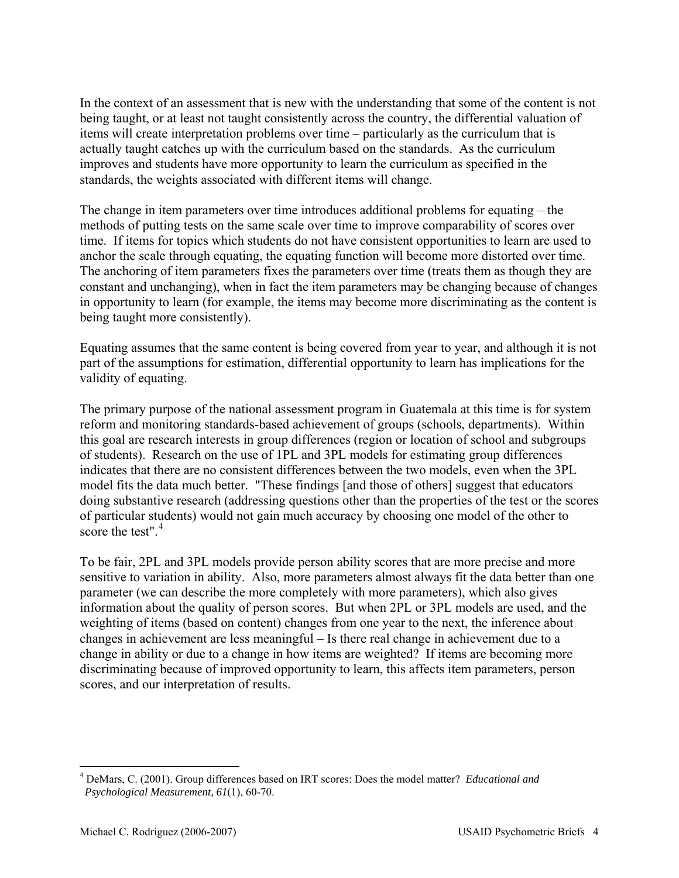In the context of an assessment that is new with the understanding that some of the content is not being taught, or at least not taught consistently across the country, the differential valuation of items will create interpretation problems over time – particularly as the curriculum that is actually taught catches up with the curriculum based on the standards. As the curriculum improves and students have more opportunity to learn the curriculum as specified in the standards, the weights associated with different items will change.

The change in item parameters over time introduces additional problems for equating – the methods of putting tests on the same scale over time to improve comparability of scores over time. If items for topics which students do not have consistent opportunities to learn are used to anchor the scale through equating, the equating function will become more distorted over time. The anchoring of item parameters fixes the parameters over time (treats them as though they are constant and unchanging), when in fact the item parameters may be changing because of changes in opportunity to learn (for example, the items may become more discriminating as the content is being taught more consistently).

Equating assumes that the same content is being covered from year to year, and although it is not part of the assumptions for estimation, differential opportunity to learn has implications for the validity of equating.

The primary purpose of the national assessment program in Guatemala at this time is for system reform and monitoring standards-based achievement of groups (schools, departments). Within this goal are research interests in group differences (region or location of school and subgroups of students). Research on the use of 1PL and 3PL models for estimating group differences indicates that there are no consistent differences between the two models, even when the 3PL model fits the data much better. "These findings [and those of others] suggest that educators doing substantive research (addressing questions other than the properties of the test or the scores of particular students) would not gain much accuracy by choosing one model of the other to score the test".[4]

To be fair, 2PL and 3PL models provide person ability scores that are more precise and more sensitive to variation in ability. Also, more parameters almost always fit the data better than one parameter (we can describe the more completely with more parameters), which also gives information about the quality of person scores. But when 2PL or 3PL models are used, and the weighting of items (based on content) changes from one year to the next, the inference about changes in achievement are less meaningful – Is there real change in achievement due to a change in ability or due to a change in how items are weighted? If items are becoming more discriminating because of improved opportunity to learn, this affects item parameters, person scores, and our interpretation of results.

---

[4] DeMars, C. (2001). Group differences based on IRT scores: Does the model matter? *Educational and Psychological Measurement, 61*(1), 60-70.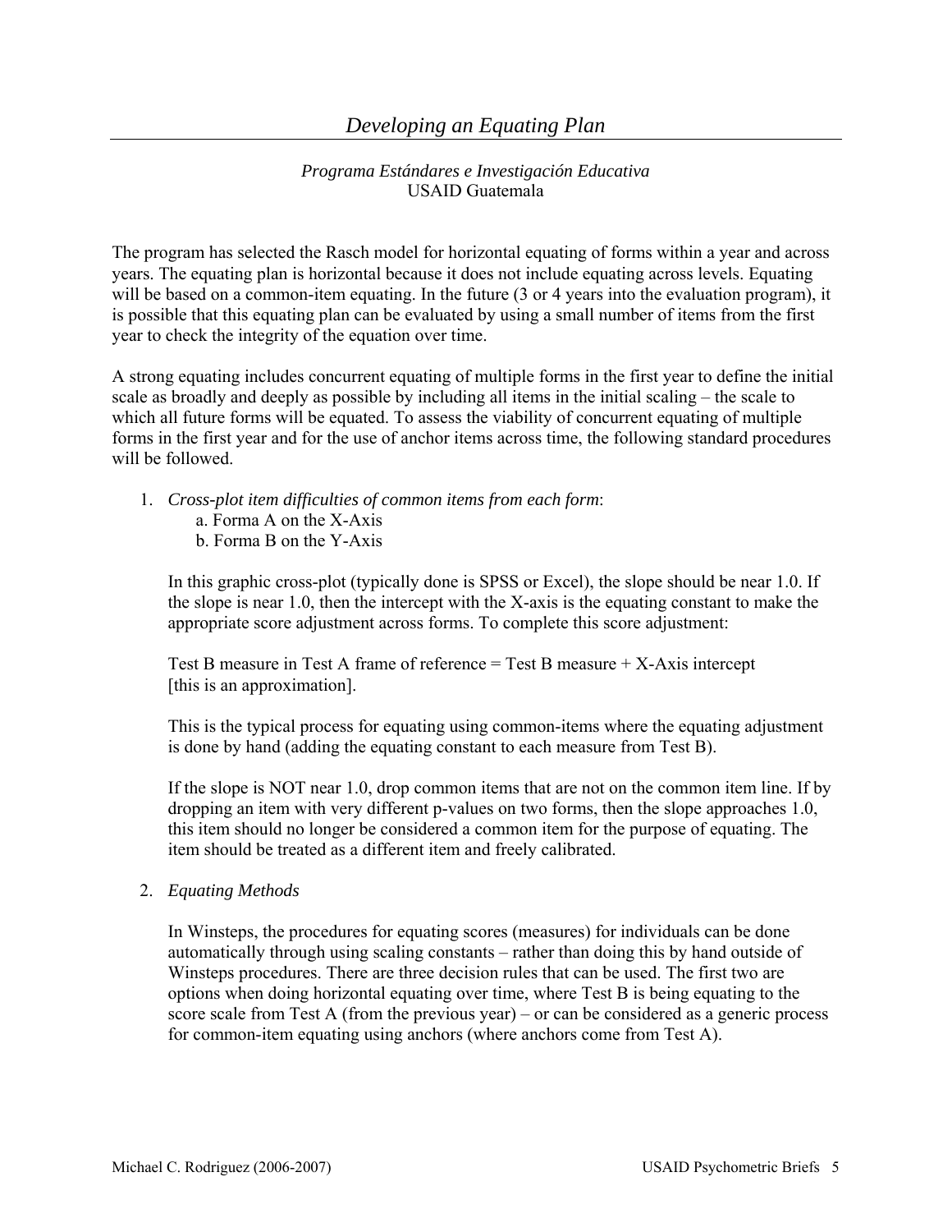# *Developing an Equating Plan*

*Programa Estándares e Investigación Educativa*
USAID Guatemala

The program has selected the Rasch model for horizontal equating of forms within a year and across years. The equating plan is horizontal because it does not include equating across levels. Equating will be based on a common-item equating. In the future (3 or 4 years into the evaluation program), it is possible that this equating plan can be evaluated by using a small number of items from the first year to check the integrity of the equation over time.

A strong equating includes concurrent equating of multiple forms in the first year to define the initial scale as broadly and deeply as possible by including all items in the initial scaling – the scale to which all future forms will be equated. To assess the viability of concurrent equating of multiple forms in the first year and for the use of anchor items across time, the following standard procedures will be followed.

1. *Cross-plot item difficulties of common items from each form*:
   a. Forma A on the X-Axis
   b. Forma B on the Y-Axis

   In this graphic cross-plot (typically done is SPSS or Excel), the slope should be near 1.0. If the slope is near 1.0, then the intercept with the X-axis is the equating constant to make the appropriate score adjustment across forms. To complete this score adjustment:

   Test B measure in Test A frame of reference = Test B measure + X-Axis intercept
   [this is an approximation].

   This is the typical process for equating using common-items where the equating adjustment is done by hand (adding the equating constant to each measure from Test B).

   If the slope is NOT near 1.0, drop common items that are not on the common item line. If by dropping an item with very different p-values on two forms, then the slope approaches 1.0, this item should no longer be considered a common item for the purpose of equating. The item should be treated as a different item and freely calibrated.

2. *Equating Methods*

   In Winsteps, the procedures for equating scores (measures) for individuals can be done automatically through using scaling constants – rather than doing this by hand outside of Winsteps procedures. There are three decision rules that can be used. The first two are options when doing horizontal equating over time, where Test B is being equating to the score scale from Test A (from the previous year) – or can be considered as a generic process for common-item equating using anchors (where anchors come from Test A).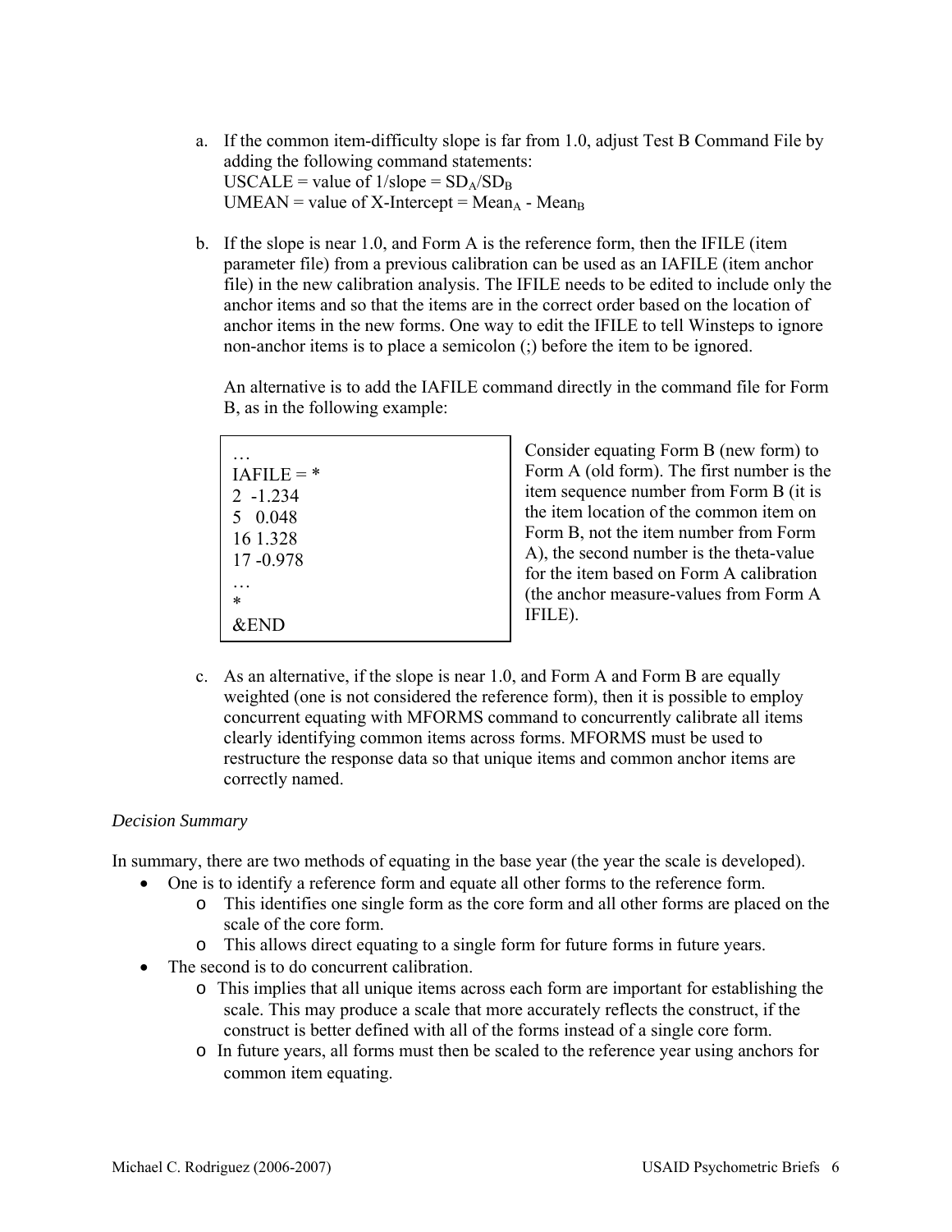a. If the common item-difficulty slope is far from 1.0, adjust Test B Command File by adding the following command statements:
   USCALE = value of 1/slope = $SD_A/SD_B$
   UMEAN = value of X-Intercept = $Mean_A$ - $Mean_B$

b. If the slope is near 1.0, and Form A is the reference form, then the IFILE (item parameter file) from a previous calibration can be used as an IAFILE (item anchor file) in the new calibration analysis. The IFILE needs to be edited to include only the anchor items and so that the items are in the correct order based on the location of anchor items in the new forms. One way to edit the IFILE to tell Winsteps to ignore non-anchor items is to place a semicolon (;) before the item to be ignored.

   An alternative is to add the IAFILE command directly in the command file for Form B, as in the following example:

```
…
IAFILE = *
2  -1.234
5   0.048
16 1.328
17 -0.978
…
*
&END
```

   Consider equating Form B (new form) to Form A (old form). The first number is the item sequence number from Form B (it is the item location of the common item on Form B, not the item number from Form A), the second number is the theta-value for the item based on Form A calibration (the anchor measure-values from Form A IFILE).

c. As an alternative, if the slope is near 1.0, and Form A and Form B are equally weighted (one is not considered the reference form), then it is possible to employ concurrent equating with MFORMS command to concurrently calibrate all items clearly identifying common items across forms. MFORMS must be used to restructure the response data so that unique items and common anchor items are correctly named.

*Decision Summary*

In summary, there are two methods of equating in the base year (the year the scale is developed).

- One is to identify a reference form and equate all other forms to the reference form.
  - This identifies one single form as the core form and all other forms are placed on the scale of the core form.
  - This allows direct equating to a single form for future forms in future years.
- The second is to do concurrent calibration.
  - This implies that all unique items across each form are important for establishing the scale. This may produce a scale that more accurately reflects the construct, if the construct is better defined with all of the forms instead of a single core form.
  - In future years, all forms must then be scaled to the reference year using anchors for common item equating.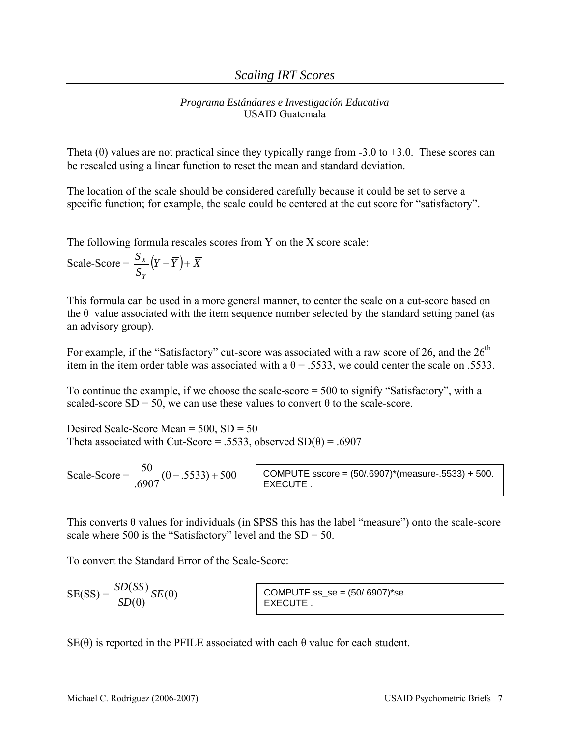# *Scaling IRT Scores*

*Programa Estándares e Investigación Educativa*
USAID Guatemala

Theta (θ) values are not practical since they typically range from -3.0 to +3.0. These scores can be rescaled using a linear function to reset the mean and standard deviation.

The location of the scale should be considered carefully because it could be set to serve a specific function; for example, the scale could be centered at the cut score for "satisfactory".

The following formula rescales scores from Y on the X score scale:

$$\text{Scale-Score} = \frac{S_X}{S_Y}\left(Y - \overline{Y}\right) + \overline{X}$$

This formula can be used in a more general manner, to center the scale on a cut-score based on the θ value associated with the item sequence number selected by the standard setting panel (as an advisory group).

For example, if the "Satisfactory" cut-score was associated with a raw score of 26, and the 26th item in the item order table was associated with a θ = .5533, we could center the scale on .5533.

To continue the example, if we choose the scale-score = 500 to signify "Satisfactory", with a scaled-score SD = 50, we can use these values to convert θ to the scale-score.

Desired Scale-Score Mean = 500, SD = 50
Theta associated with Cut-Score = .5533, observed SD(θ) = .6907

$$\text{Scale-Score} = \frac{50}{.6907}(\theta - .5533) + 500$$

```
COMPUTE sscore = (50/.6907)*(measure-.5533) + 500.
EXECUTE .
```

This converts θ values for individuals (in SPSS this has the label "measure") onto the scale-score scale where 500 is the "Satisfactory" level and the SD = 50.

To convert the Standard Error of the Scale-Score:

$$\text{SE(SS)} = \frac{SD(SS)}{SD(\theta)} SE(\theta)$$

```
COMPUTE ss_se = (50/.6907)*se.
EXECUTE .
```

SE(θ) is reported in the PFILE associated with each θ value for each student.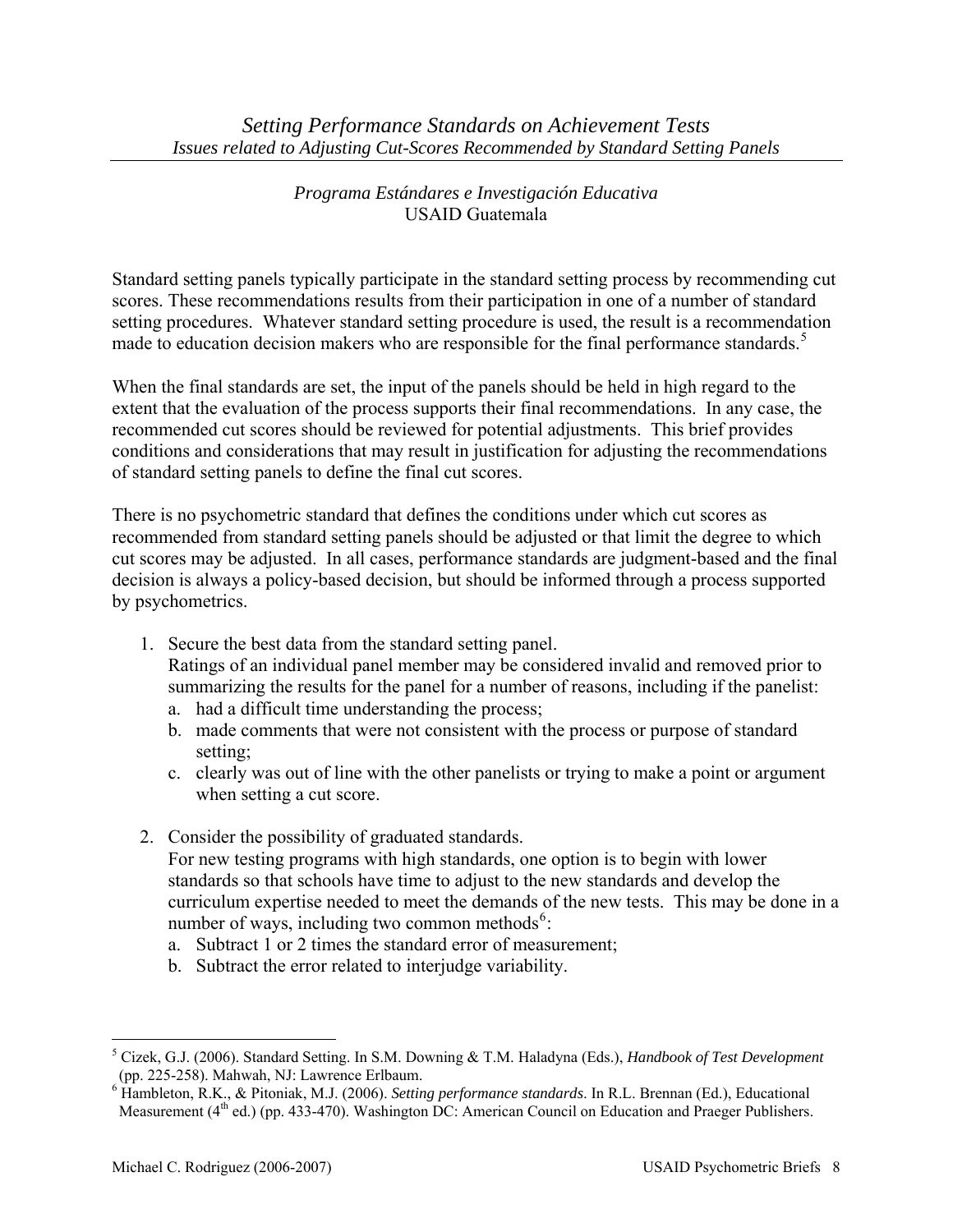# *Setting Performance Standards on Achievement Tests*

## *Issues related to Adjusting Cut-Scores Recommended by Standard Setting Panels*

*Programa Estándares e Investigación Educativa*
USAID Guatemala

Standard setting panels typically participate in the standard setting process by recommending cut scores. These recommendations results from their participation in one of a number of standard setting procedures. Whatever standard setting procedure is used, the result is a recommendation made to education decision makers who are responsible for the final performance standards.[5]

When the final standards are set, the input of the panels should be held in high regard to the extent that the evaluation of the process supports their final recommendations. In any case, the recommended cut scores should be reviewed for potential adjustments. This brief provides conditions and considerations that may result in justification for adjusting the recommendations of standard setting panels to define the final cut scores.

There is no psychometric standard that defines the conditions under which cut scores as recommended from standard setting panels should be adjusted or that limit the degree to which cut scores may be adjusted. In all cases, performance standards are judgment-based and the final decision is always a policy-based decision, but should be informed through a process supported by psychometrics.

1. Secure the best data from the standard setting panel.
   Ratings of an individual panel member may be considered invalid and removed prior to summarizing the results for the panel for a number of reasons, including if the panelist:
   a. had a difficult time understanding the process;
   b. made comments that were not consistent with the process or purpose of standard setting;
   c. clearly was out of line with the other panelists or trying to make a point or argument when setting a cut score.

2. Consider the possibility of graduated standards.
   For new testing programs with high standards, one option is to begin with lower standards so that schools have time to adjust to the new standards and develop the curriculum expertise needed to meet the demands of the new tests. This may be done in a number of ways, including two common methods[6]:
   a. Subtract 1 or 2 times the standard error of measurement;
   b. Subtract the error related to interjudge variability.

---

[5] Cizek, G.J. (2006). Standard Setting. In S.M. Downing & T.M. Haladyna (Eds.), *Handbook of Test Development* (pp. 225-258). Mahwah, NJ: Lawrence Erlbaum.

[6] Hambleton, R.K., & Pitoniak, M.J. (2006). *Setting performance standards*. In R.L. Brennan (Ed.), Educational Measurement (4th ed.) (pp. 433-470). Washington DC: American Council on Education and Praeger Publishers.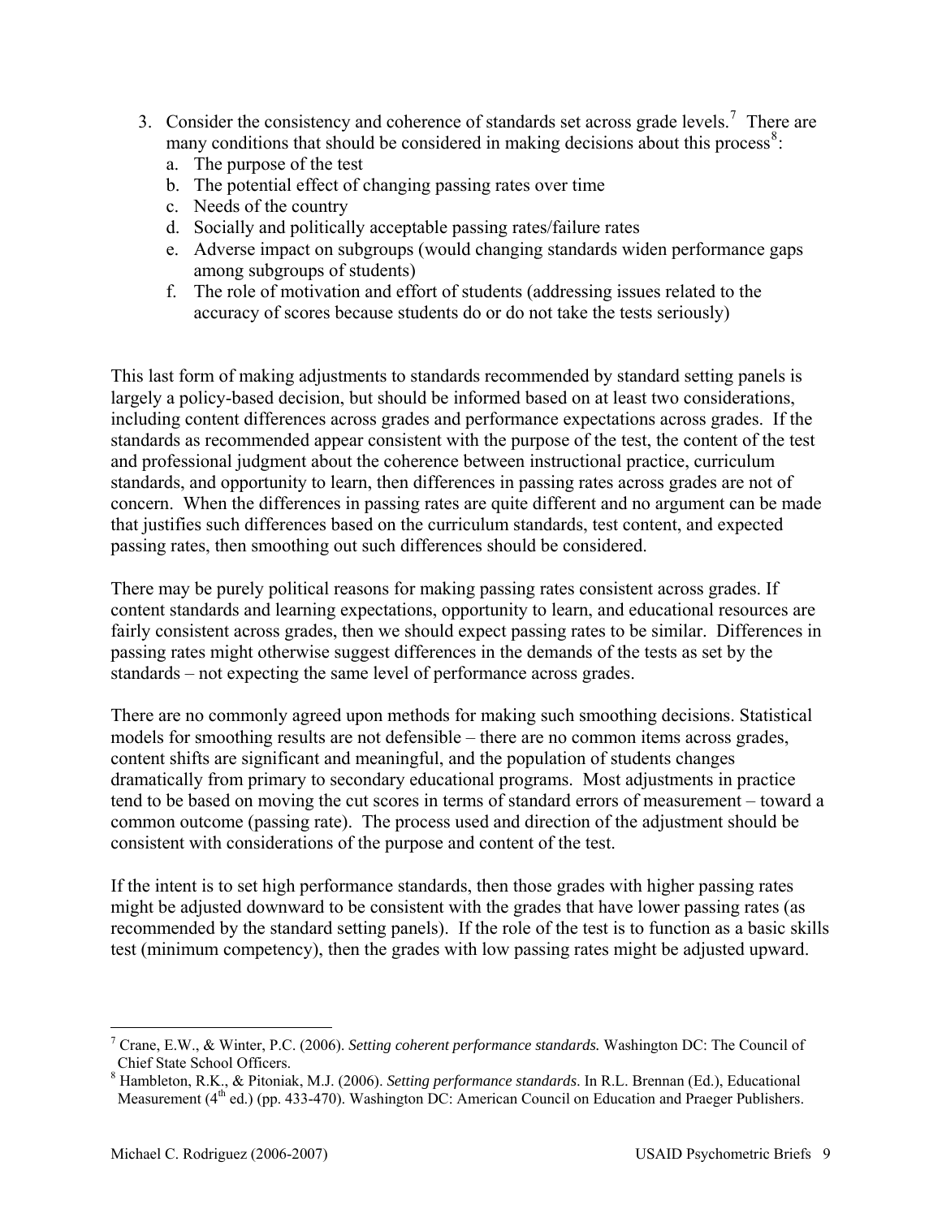3. Consider the consistency and coherence of standards set across grade levels.[7] There are many conditions that should be considered in making decisions about this process[8]:
   a. The purpose of the test
   b. The potential effect of changing passing rates over time
   c. Needs of the country
   d. Socially and politically acceptable passing rates/failure rates
   e. Adverse impact on subgroups (would changing standards widen performance gaps among subgroups of students)
   f. The role of motivation and effort of students (addressing issues related to the accuracy of scores because students do or do not take the tests seriously)

This last form of making adjustments to standards recommended by standard setting panels is largely a policy-based decision, but should be informed based on at least two considerations, including content differences across grades and performance expectations across grades. If the standards as recommended appear consistent with the purpose of the test, the content of the test and professional judgment about the coherence between instructional practice, curriculum standards, and opportunity to learn, then differences in passing rates across grades are not of concern. When the differences in passing rates are quite different and no argument can be made that justifies such differences based on the curriculum standards, test content, and expected passing rates, then smoothing out such differences should be considered.

There may be purely political reasons for making passing rates consistent across grades. If content standards and learning expectations, opportunity to learn, and educational resources are fairly consistent across grades, then we should expect passing rates to be similar. Differences in passing rates might otherwise suggest differences in the demands of the tests as set by the standards – not expecting the same level of performance across grades.

There are no commonly agreed upon methods for making such smoothing decisions. Statistical models for smoothing results are not defensible – there are no common items across grades, content shifts are significant and meaningful, and the population of students changes dramatically from primary to secondary educational programs. Most adjustments in practice tend to be based on moving the cut scores in terms of standard errors of measurement – toward a common outcome (passing rate). The process used and direction of the adjustment should be consistent with considerations of the purpose and content of the test.

If the intent is to set high performance standards, then those grades with higher passing rates might be adjusted downward to be consistent with the grades that have lower passing rates (as recommended by the standard setting panels). If the role of the test is to function as a basic skills test (minimum competency), then the grades with low passing rates might be adjusted upward.

---

[7] Crane, E.W., & Winter, P.C. (2006). *Setting coherent performance standards.* Washington DC: The Council of Chief State School Officers.

[8] Hambleton, R.K., & Pitoniak, M.J. (2006). *Setting performance standards*. In R.L. Brennan (Ed.), Educational Measurement (4th ed.) (pp. 433-470). Washington DC: American Council on Education and Praeger Publishers.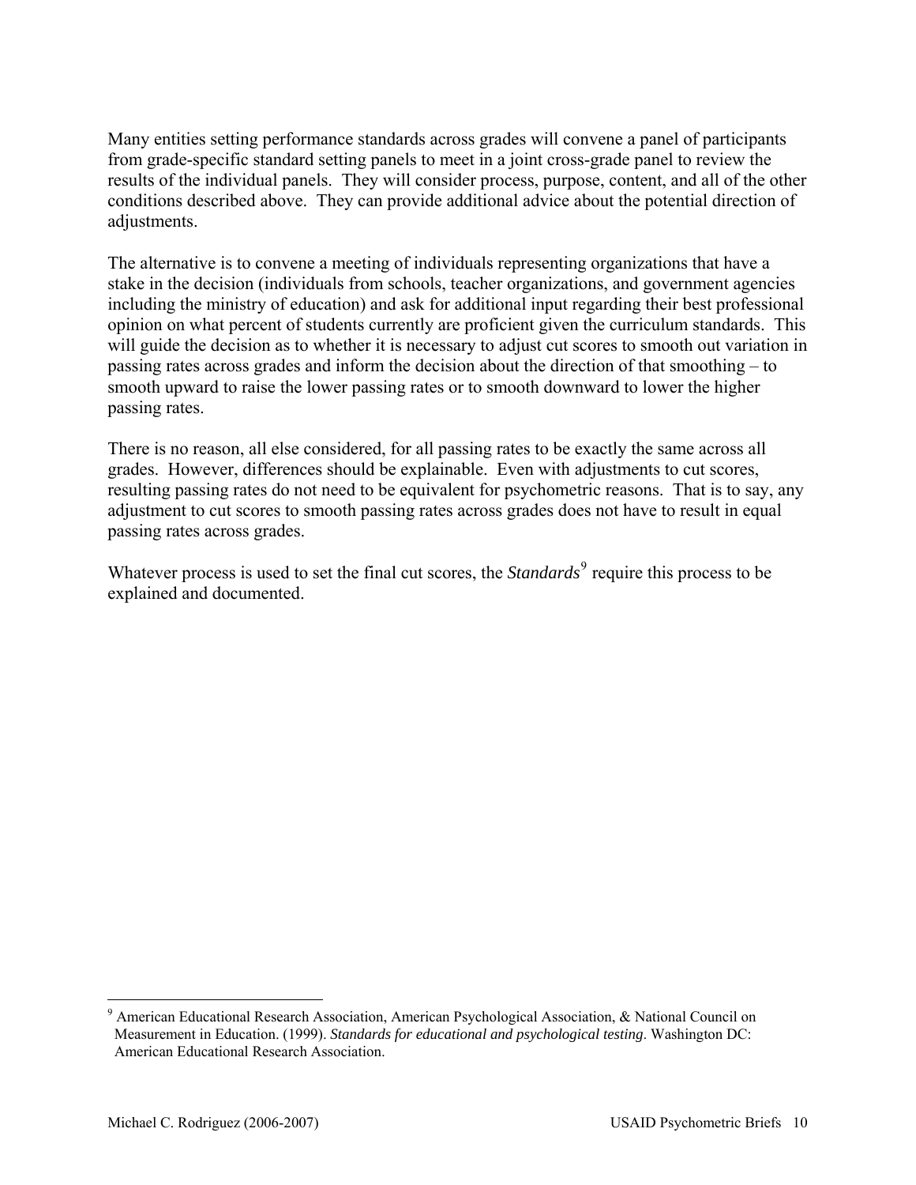Many entities setting performance standards across grades will convene a panel of participants from grade-specific standard setting panels to meet in a joint cross-grade panel to review the results of the individual panels. They will consider process, purpose, content, and all of the other conditions described above. They can provide additional advice about the potential direction of adjustments.

The alternative is to convene a meeting of individuals representing organizations that have a stake in the decision (individuals from schools, teacher organizations, and government agencies including the ministry of education) and ask for additional input regarding their best professional opinion on what percent of students currently are proficient given the curriculum standards. This will guide the decision as to whether it is necessary to adjust cut scores to smooth out variation in passing rates across grades and inform the decision about the direction of that smoothing – to smooth upward to raise the lower passing rates or to smooth downward to lower the higher passing rates.

There is no reason, all else considered, for all passing rates to be exactly the same across all grades. However, differences should be explainable. Even with adjustments to cut scores, resulting passing rates do not need to be equivalent for psychometric reasons. That is to say, any adjustment to cut scores to smooth passing rates across grades does not have to result in equal passing rates across grades.

Whatever process is used to set the final cut scores, the *Standards*[9] require this process to be explained and documented.

---

[9] American Educational Research Association, American Psychological Association, & National Council on Measurement in Education. (1999). *Standards for educational and psychological testing*. Washington DC: American Educational Research Association.